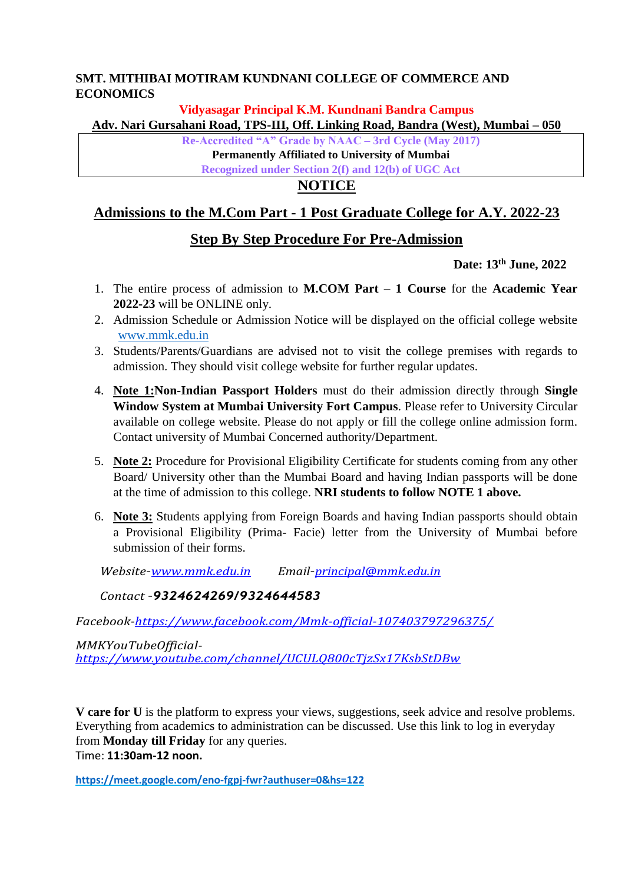**SMT. MITHIBAI MOTIRAM KUNDNANI COLLEGE OF COMMERCE AND ECONOMICS**

**Vidyasagar Principal K.M. Kundnani Bandra Campus**

**Adv. Nari Gursahani Road, TPS-III, Off. Linking Road, Bandra (West), Mumbai – 050**

**Re-Accredited "A" Grade by NAAC – 3rd Cycle (May 2017)**

**Permanently Affiliated to University of Mumbai**

**Recognized under Section 2(f) and 12(b) of UGC Act**

# NOTICE

## Admissions to the M.Com Part - 1 Post Graduate College for A.Y. 2022-23

## Step By Step Procedure For Pre-Admission

**Date: 13th June, 2022**

1. The entire process of admission to **M.COM Part – 1 Course** for the **Academic Year 2022-23** will be ONLINE only.
2. Admission Schedule or Admission Notice will be displayed on the official college website www.mmk.edu.in
3. Students/Parents/Guardians are advised not to visit the college premises with regards to admission. They should visit college website for further regular updates.
4. **Note 1:Non-Indian Passport Holders** must do their admission directly through **Single Window System at Mumbai University Fort Campus**. Please refer to University Circular available on college website. Please do not apply or fill the college online admission form. Contact university of Mumbai Concerned authority/Department.
5. **Note 2:** Procedure for Provisional Eligibility Certificate for students coming from any other Board/ University other than the Mumbai Board and having Indian passports will be done at the time of admission to this college. **NRI students to follow NOTE 1 above.**
6. **Note 3:** Students applying from Foreign Boards and having Indian passports should obtain a Provisional Eligibility (Prima- Facie) letter from the University of Mumbai before submission of their forms.

*Website-www.mmk.edu.in* *Email-principal@mmk.edu.in*

*Contact -**9324624269/9324644583***

*Facebook-https://www.facebook.com/Mmk-official-107403797296375/*

*MMKYouTubeOfficial-*
*https://www.youtube.com/channel/UCULQ800cTjzSx17KsbStDBw*

**V care for U** is the platform to express your views, suggestions, seek advice and resolve problems. Everything from academics to administration can be discussed. Use this link to log in everyday from **Monday till Friday** for any queries.
Time: **11:30am-12 noon.**

**https://meet.google.com/eno-fgpj-fwr?authuser=0&hs=122**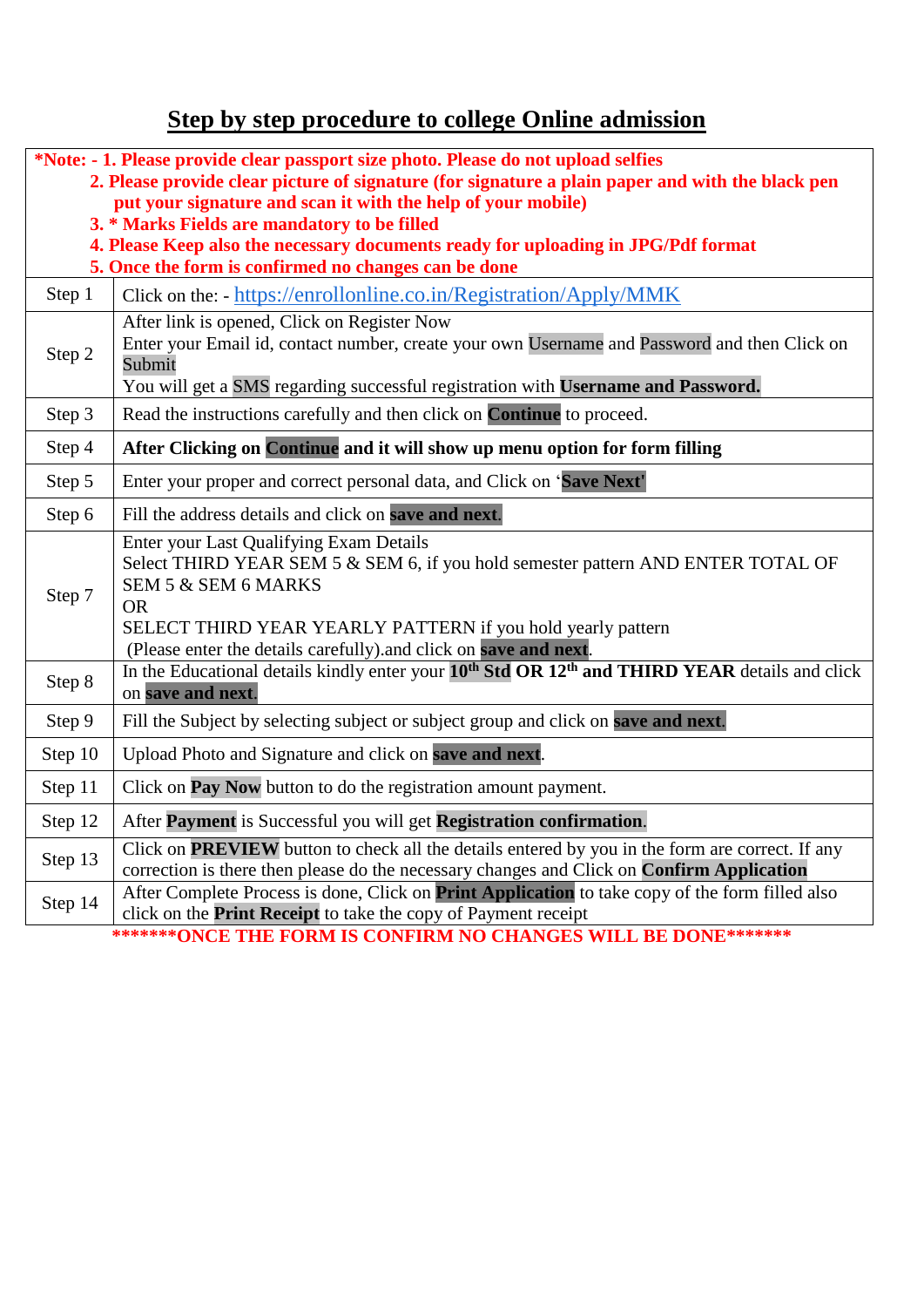# Step by step procedure to college Online admission

| **\*Note: - 1. Please provide clear passport size photo. Please do not upload selfies**<br>**2. Please provide clear picture of signature (for signature a plain paper and with the black pen put your signature and scan it with the help of your mobile)**<br>**3. \* Marks Fields are mandatory to be filled**<br>**4. Please Keep also the necessary documents ready for uploading in JPG/Pdf format**<br>**5. Once the form is confirmed no changes can be done** | |
|---|---|
| Step 1 | Click on the: - https://enrollonline.co.in/Registration/Apply/MMK |
| Step 2 | After link is opened, Click on Register Now<br>Enter your Email id, contact number, create your own Username and Password and then Click on Submit<br>You will get a SMS regarding successful registration with **Username and Password.** |
| Step 3 | Read the instructions carefully and then click on **Continue** to proceed. |
| Step 4 | **After Clicking on Continue and it will show up menu option for form filling** |
| Step 5 | Enter your proper and correct personal data, and Click on '**Save Next'** |
| Step 6 | Fill the address details and click on **save and next**. |
| Step 7 | Enter your Last Qualifying Exam Details<br>Select THIRD YEAR SEM 5 & SEM 6, if you hold semester pattern AND ENTER TOTAL OF SEM 5 & SEM 6 MARKS<br>OR<br>SELECT THIRD YEAR YEARLY PATTERN if you hold yearly pattern<br>(Please enter the details carefully).and click on **save and next**. |
| Step 8 | In the Educational details kindly enter your **10th Std OR 12th and THIRD YEAR** details and click on **save and next**. |
| Step 9 | Fill the Subject by selecting subject or subject group and click on **save and next**. |
| Step 10 | Upload Photo and Signature and click on **save and next**. |
| Step 11 | Click on **Pay Now** button to do the registration amount payment. |
| Step 12 | After **Payment** is Successful you will get **Registration confirmation**. |
| Step 13 | Click on **PREVIEW** button to check all the details entered by you in the form are correct. If any correction is there then please do the necessary changes and Click on **Confirm Application** |
| Step 14 | After Complete Process is done, Click on **Print Application** to take copy of the form filled also click on the **Print Receipt** to take the copy of Payment receipt |

**\*\*\*\*\*\*\*ONCE THE FORM IS CONFIRM NO CHANGES WILL BE DONE\*\*\*\*\*\*\***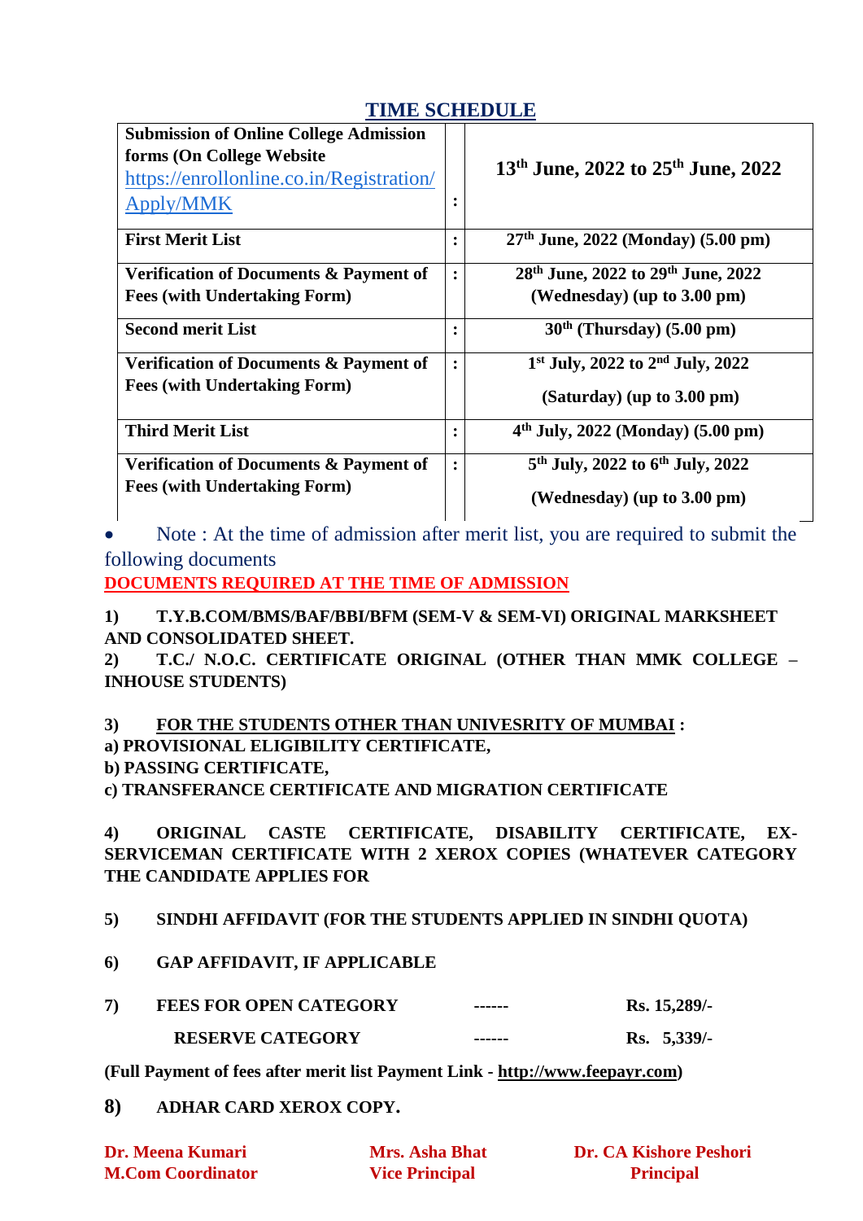## TIME SCHEDULE

| | | |
|---|---|---|
| **Submission of Online College Admission forms (On College Website** https://enrollonline.co.in/Registration/Apply/MMK | : | **13th June, 2022 to 25th June, 2022** |
| **First Merit List** | : | **27th June, 2022 (Monday) (5.00 pm)** |
| **Verification of Documents & Payment of Fees (with Undertaking Form)** | : | **28th June, 2022 to 29th June, 2022 (Wednesday) (up to 3.00 pm)** |
| **Second merit List** | : | **30th (Thursday) (5.00 pm)** |
| **Verification of Documents & Payment of Fees (with Undertaking Form)** | : | **1st July, 2022 to 2nd July, 2022 (Saturday) (up to 3.00 pm)** |
| **Third Merit List** | : | **4th July, 2022 (Monday) (5.00 pm)** |
| **Verification of Documents & Payment of Fees (with Undertaking Form)** | : | **5th July, 2022 to 6th July, 2022 (Wednesday) (up to 3.00 pm)** |

- Note : At the time of admission after merit list, you are required to submit the following documents

**DOCUMENTS REQUIRED AT THE TIME OF ADMISSION**

**1) T.Y.B.COM/BMS/BAF/BBI/BFM (SEM-V & SEM-VI) ORIGINAL MARKSHEET AND CONSOLIDATED SHEET.**

**2) T.C./ N.O.C. CERTIFICATE ORIGINAL (OTHER THAN MMK COLLEGE – INHOUSE STUDENTS)**

**3) FOR THE STUDENTS OTHER THAN UNIVESRITY OF MUMBAI :**
**a) PROVISIONAL ELIGIBILITY CERTIFICATE,**
**b) PASSING CERTIFICATE,**
**c) TRANSFERANCE CERTIFICATE AND MIGRATION CERTIFICATE**

**4) ORIGINAL CASTE CERTIFICATE, DISABILITY CERTIFICATE, EX-SERVICEMAN CERTIFICATE WITH 2 XEROX COPIES (WHATEVER CATEGORY THE CANDIDATE APPLIES FOR**

**5) SINDHI AFFIDAVIT (FOR THE STUDENTS APPLIED IN SINDHI QUOTA)**

**6) GAP AFFIDAVIT, IF APPLICABLE**

**7) FEES FOR OPEN CATEGORY ------ Rs. 15,289/-**
**RESERVE CATEGORY ------ Rs. 5,339/-**

**(Full Payment of fees after merit list Payment Link - http://www.feepayr.com)**

**8) ADHAR CARD XEROX COPY.**

**Dr. Meena Kumari**
**M.Com Coordinator**

**Mrs. Asha Bhat**
**Vice Principal**

**Dr. CA Kishore Peshori**
**Principal**